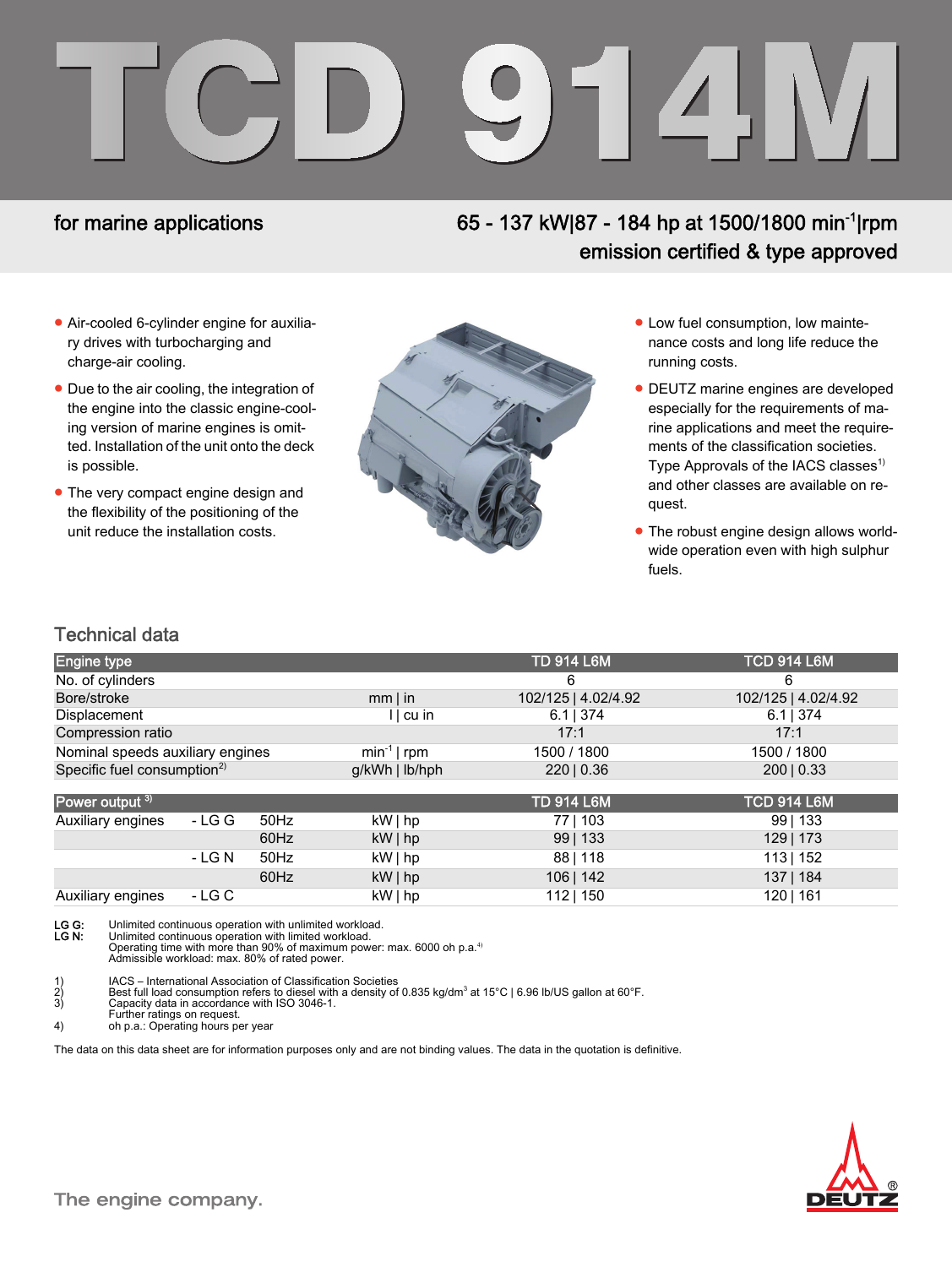# TCD 914M

for marine applications

65 - 137 kW|87 - 184 hp at 1500/1800 $min^{-1}$|rpm
emission certified & type approved

- Air-cooled 6-cylinder engine for auxiliary drives with turbocharging and charge-air cooling.
- Due to the air cooling, the integration of the engine into the classic engine-cooling version of marine engines is omitted. Installation of the unit onto the deck is possible.
- The very compact engine design and the flexibility of the positioning of the unit reduce the installation costs.
- Low fuel consumption, low maintenance costs and long life reduce the running costs.
- DEUTZ marine engines are developed especially for the requirements of marine applications and meet the requirements of the classification societies. Type Approvals of the IACS classes[1] and other classes are available on request.
- The robust engine design allows worldwide operation even with high sulphur fuels.

## Technical data

| Engine type | | TD 914 L6M | TCD 914 L6M |
|---|---|---|---|
| No. of cylinders | | 6 | 6 |
| Bore/stroke | mm \| in | 102/125 \| 4.02/4.92 | 102/125 \| 4.02/4.92 |
| Displacement | l \| cu in | 6.1 \| 374 | 6.1 \| 374 |
| Compression ratio | | 17:1 | 17:1 |
| Nominal speeds auxiliary engines | $min^{-1}$ \| rpm | 1500 / 1800 | 1500 / 1800 |
| Specific fuel consumption[2] | g/kWh \| lb/hph | 220 \| 0.36 | 200 \| 0.33 |

| Power output [3] | | | | TD 914 L6M | TCD 914 L6M |
|---|---|---|---|---|---|
| Auxiliary engines | - LG G | 50Hz | kW \| hp | 77 \| 103 | 99 \| 133 |
| | | 60Hz | kW \| hp | 99 \| 133 | 129 \| 173 |
| | - LG N | 50Hz | kW \| hp | 88 \| 118 | 113 \| 152 |
| | | 60Hz | kW \| hp | 106 \| 142 | 137 \| 184 |
| Auxiliary engines | - LG C | | kW \| hp | 112 \| 150 | 120 \| 161 |

**LG G:** Unlimited continuous operation with unlimited workload.
**LG N:** Unlimited continuous operation with limited workload.
Operating time with more than 90% of maximum power: max. 6000 oh p.a.[4]
Admissible workload: max. 80% of rated power.

1) IACS – International Association of Classification Societies
2) Best full load consumption refers to diesel with a density of 0.835 kg/$dm^3$ at 15°C | 6.96 lb/US gallon at 60°F.
3) Capacity data in accordance with ISO 3046-1.
Further ratings on request.
4) oh p.a.: Operating hours per year

The data on this data sheet are for information purposes only and are not binding values. The data in the quotation is definitive.

The engine company.

DEUTZ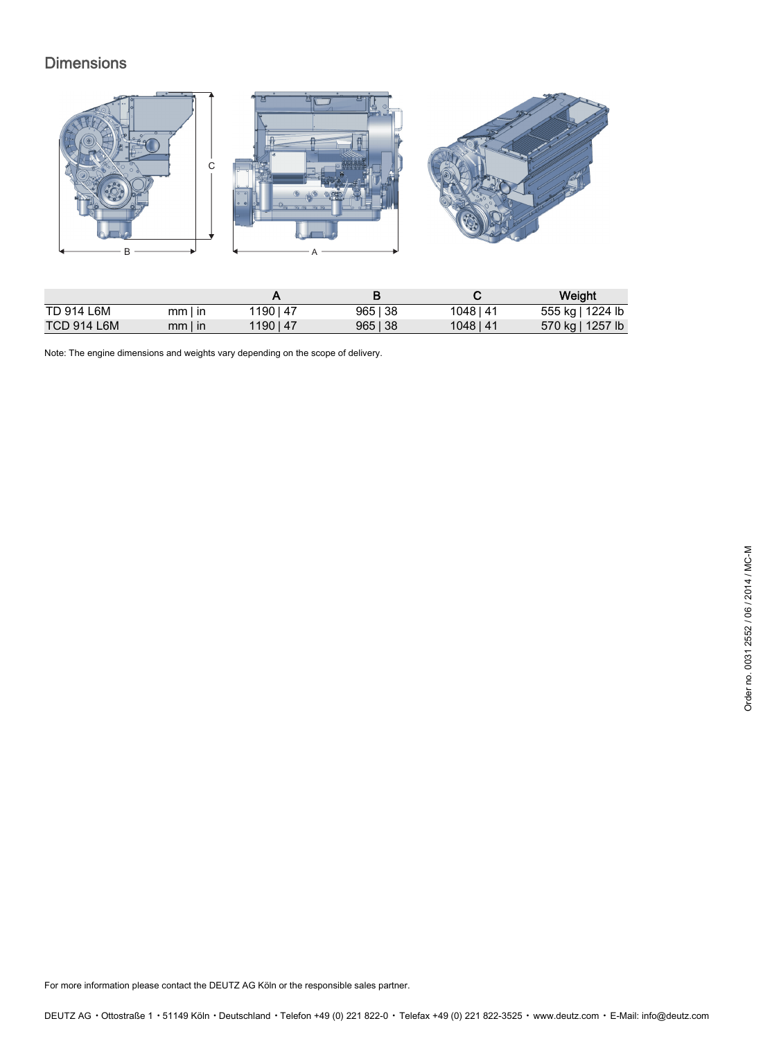## Dimensions

B

C

A

| | | A | B | C | Weight |
|---|---|---|---|---|---|
| TD 914 L6M | mm \| in | 1190 \| 47 | 965 \| 38 | 1048 \| 41 | 555 kg \| 1224 lb |
| TCD 914 L6M | mm \| in | 1190 \| 47 | 965 \| 38 | 1048 \| 41 | 570 kg \| 1257 lb |

Note: The engine dimensions and weights vary depending on the scope of delivery.

Order no. 0031 2552 / 06 / 2014 / MC-M

For more information please contact the DEUTZ AG Köln or the responsible sales partner.

DEUTZ AG • Ottostraße 1 • 51149 Köln • Deutschland • Telefon +49 (0) 221 822-0 • Telefax +49 (0) 221 822-3525 • www.deutz.com • E-Mail: info@deutz.com